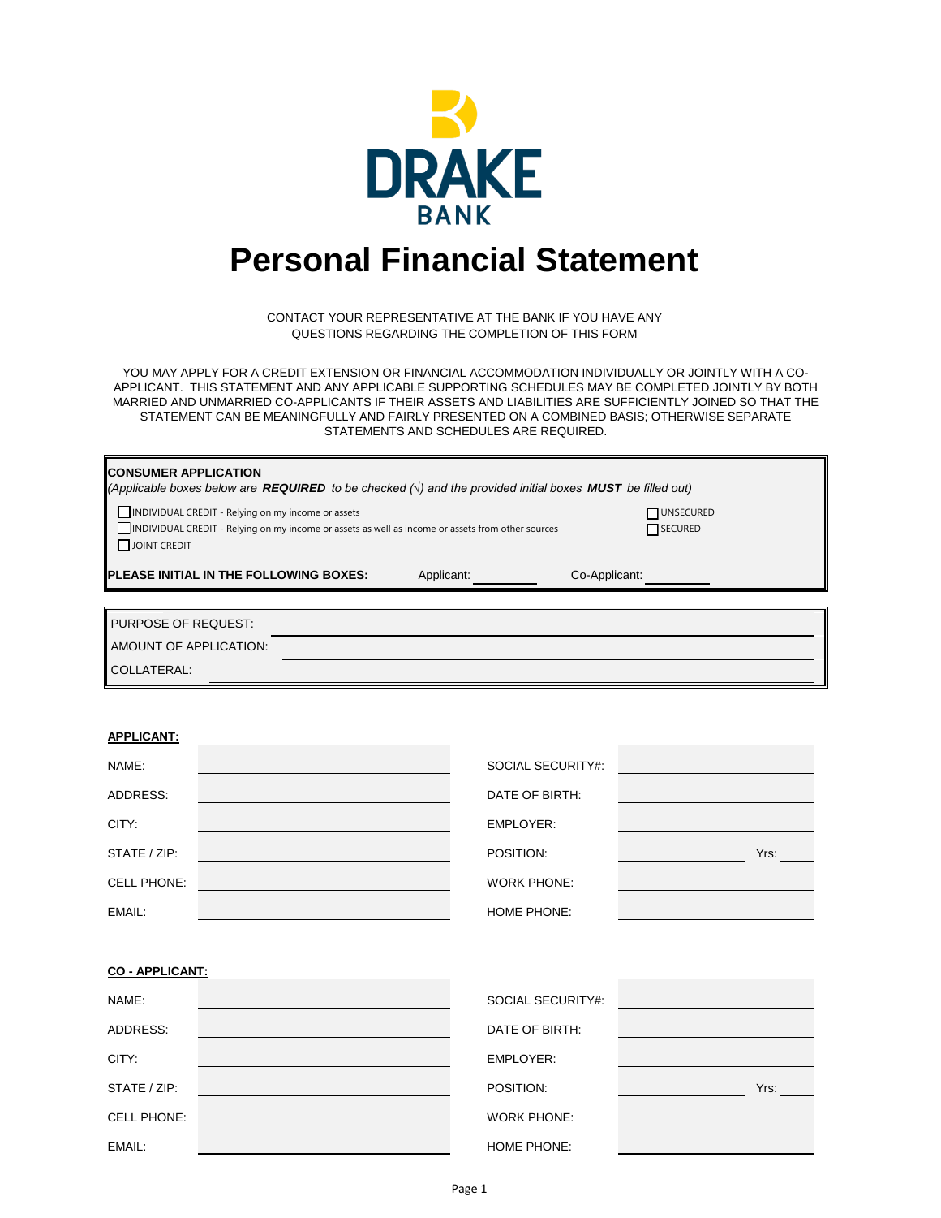DRAKE BANK

# Personal Financial Statement

CONTACT YOUR REPRESENTATIVE AT THE BANK IF YOU HAVE ANY QUESTIONS REGARDING THE COMPLETION OF THIS FORM

YOU MAY APPLY FOR A CREDIT EXTENSION OR FINANCIAL ACCOMMODATION INDIVIDUALLY OR JOINTLY WITH A CO-APPLICANT. THIS STATEMENT AND ANY APPLICABLE SUPPORTING SCHEDULES MAY BE COMPLETED JOINTLY BY BOTH MARRIED AND UNMARRIED CO-APPLICANTS IF THEIR ASSETS AND LIABILITIES ARE SUFFICIENTLY JOINED SO THAT THE STATEMENT CAN BE MEANINGFULLY AND FAIRLY PRESENTED ON A COMBINED BASIS; OTHERWISE SEPARATE STATEMENTS AND SCHEDULES ARE REQUIRED.

**CONSUMER APPLICATION**
*(Applicable boxes below are **REQUIRED** to be checked (√) and the provided initial boxes **MUST** be filled out)*

- ☐ INDIVIDUAL CREDIT - Relying on my income or assets
- ☐ INDIVIDUAL CREDIT - Relying on my income or assets as well as income or assets from other sources
- ☐ JOINT CREDIT

- ☐ UNSECURED
- ☐ SECURED

**PLEASE INITIAL IN THE FOLLOWING BOXES:** Applicant: ________ Co-Applicant: ________

PURPOSE OF REQUEST: ____________________

AMOUNT OF APPLICATION: ____________________

COLLATERAL: ____________________

**APPLICANT:**

| | | | |
|---|---|---|---|
| NAME: | | SOCIAL SECURITY#: | |
| ADDRESS: | | DATE OF BIRTH: | |
| CITY: | | EMPLOYER: | |
| STATE / ZIP: | | POSITION: | Yrs: |
| CELL PHONE: | | WORK PHONE: | |
| EMAIL: | | HOME PHONE: | |

**CO - APPLICANT:**

| | | | |
|---|---|---|---|
| NAME: | | SOCIAL SECURITY#: | |
| ADDRESS: | | DATE OF BIRTH: | |
| CITY: | | EMPLOYER: | |
| STATE / ZIP: | | POSITION: | Yrs: |
| CELL PHONE: | | WORK PHONE: | |
| EMAIL: | | HOME PHONE: | |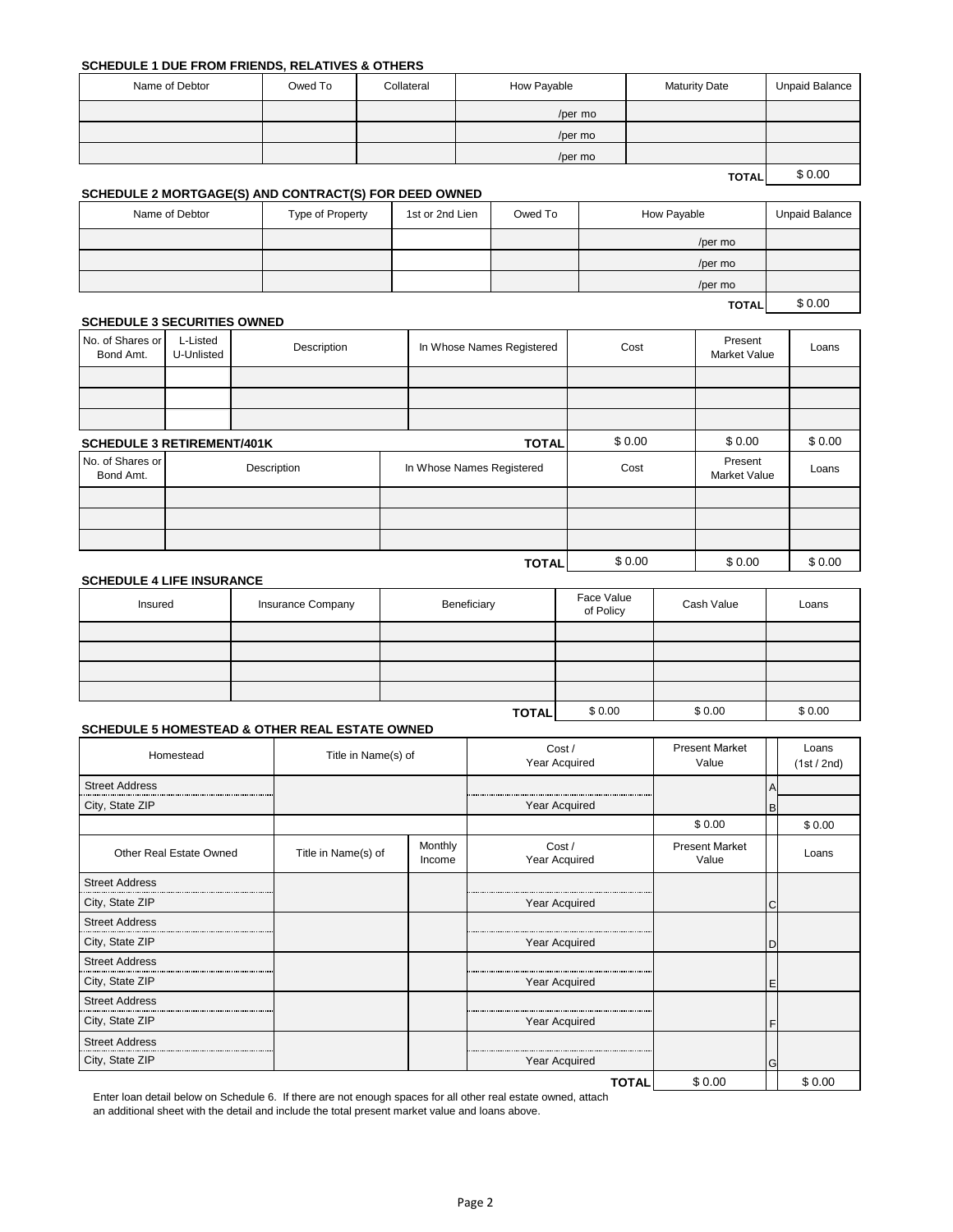### SCHEDULE 1 DUE FROM FRIENDS, RELATIVES & OTHERS

| Name of Debtor | Owed To | Collateral | How Payable | Maturity Date | Unpaid Balance |
|---|---|---|---|---|---|
| | | | /per mo | | |
| | | | /per mo | | |
| | | | /per mo | | |
| | | | | **TOTAL** | $ 0.00 |

### SCHEDULE 2 MORTGAGE(S) AND CONTRACT(S) FOR DEED OWNED

| Name of Debtor | Type of Property | 1st or 2nd Lien | Owed To | How Payable | Unpaid Balance |
|---|---|---|---|---|---|
| | | | | /per mo | |
| | | | | /per mo | |
| | | | | /per mo | |
| | | | | **TOTAL** | $ 0.00 |

### SCHEDULE 3 SECURITIES OWNED

| No. of Shares or Bond Amt. | L-Listed U-Unlisted | Description | In Whose Names Registered | Cost | Present Market Value | Loans |
|---|---|---|---|---|---|---|
| | | | | | | |
| | | | | | | |
| | | | | | | |
| | | | **TOTAL** | $ 0.00 | $ 0.00 | $ 0.00 |

### SCHEDULE 3 RETIREMENT/401K

| No. of Shares or Bond Amt. | Description | In Whose Names Registered | Cost | Present Market Value | Loans |
|---|---|---|---|---|---|
| | | | | | |
| | | | | | |
| | | | | | |
| | | **TOTAL** | $ 0.00 | $ 0.00 | $ 0.00 |

### SCHEDULE 4 LIFE INSURANCE

| Insured | Insurance Company | Beneficiary | Face Value of Policy | Cash Value | Loans |
|---|---|---|---|---|---|
| | | | | | |
| | | | | | |
| | | | | | |
| | | | | | |
| | | **TOTAL** | $ 0.00 | $ 0.00 | $ 0.00 |

### SCHEDULE 5 HOMESTEAD & OTHER REAL ESTATE OWNED

| Homestead | Title in Name(s) of | Cost / Year Acquired | Present Market Value | | Loans (1st / 2nd) |
|---|---|---|---|---|---|
| Street Address | | | | A | |
| City, State ZIP | | Year Acquired | | B | |
| | | | $ 0.00 | | $ 0.00 |

| Other Real Estate Owned | Title in Name(s) of | Monthly Income | Cost / Year Acquired | Present Market Value | | Loans |
|---|---|---|---|---|---|---|
| Street Address | | | | | | |
| City, State ZIP | | | Year Acquired | | C | |
| Street Address | | | | | | |
| City, State ZIP | | | Year Acquired | | D | |
| Street Address | | | | | | |
| City, State ZIP | | | Year Acquired | | E | |
| Street Address | | | | | | |
| City, State ZIP | | | Year Acquired | | F | |
| Street Address | | | | | | |
| City, State ZIP | | | Year Acquired | | G | |
| | | | **TOTAL** | $ 0.00 | | $ 0.00 |

Enter loan detail below on Schedule 6. If there are not enough spaces for all other real estate owned, attach an additional sheet with the detail and include the total present market value and loans above.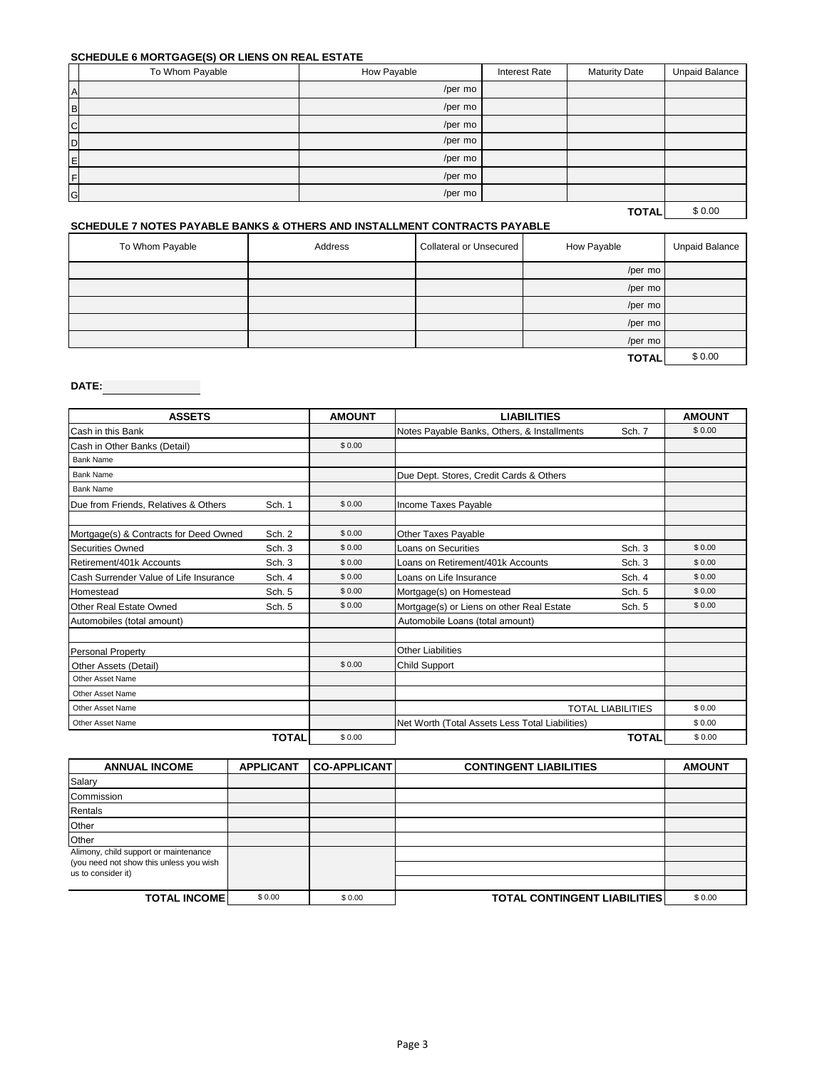### SCHEDULE 6 MORTGAGE(S) OR LIENS ON REAL ESTATE

| | To Whom Payable | How Payable | Interest Rate | Maturity Date | Unpaid Balance |
|---|---|---|---|---|---|
| A | | /per mo | | | |
| B | | /per mo | | | |
| C | | /per mo | | | |
| D | | /per mo | | | |
| E | | /per mo | | | |
| F | | /per mo | | | |
| G | | /per mo | | | |
| | | | | **TOTAL** | $ 0.00 |

### SCHEDULE 7 NOTES PAYABLE BANKS & OTHERS AND INSTALLMENT CONTRACTS PAYABLE

| To Whom Payable | Address | Collateral or Unsecured | How Payable | Unpaid Balance |
|---|---|---|---|---|
| | | | /per mo | |
| | | | /per mo | |
| | | | /per mo | |
| | | | /per mo | |
| | | | /per mo | |
| | | | **TOTAL** | $ 0.00 |

**DATE:** ______________

| ASSETS | | AMOUNT | LIABILITIES | | AMOUNT |
|---|---|---|---|---|---|
| Cash in this Bank | | | Notes Payable Banks, Others, & Installments | Sch. 7 | $ 0.00 |
| Cash in Other Banks (Detail) | | $ 0.00 | | | |
| Bank Name | | | | | |
| Bank Name | | | Due Dept. Stores, Credit Cards & Others | | |
| Bank Name | | | | | |
| Due from Friends, Relatives & Others | Sch. 1 | $ 0.00 | Income Taxes Payable | | |
| | | | | | |
| Mortgage(s) & Contracts for Deed Owned | Sch. 2 | $ 0.00 | Other Taxes Payable | | |
| Securities Owned | Sch. 3 | $ 0.00 | Loans on Securities | Sch. 3 | $ 0.00 |
| Retirement/401k Accounts | Sch. 3 | $ 0.00 | Loans on Retirement/401k Accounts | Sch. 3 | $ 0.00 |
| Cash Surrender Value of Life Insurance | Sch. 4 | $ 0.00 | Loans on Life Insurance | Sch. 4 | $ 0.00 |
| Homestead | Sch. 5 | $ 0.00 | Mortgage(s) on Homestead | Sch. 5 | $ 0.00 |
| Other Real Estate Owned | Sch. 5 | $ 0.00 | Mortgage(s) or Liens on other Real Estate | Sch. 5 | $ 0.00 |
| Automobiles (total amount) | | | Automobile Loans (total amount) | | |
| | | | | | |
| Personal Property | | | Other Liabilities | | |
| Other Assets (Detail) | | $ 0.00 | Child Support | | |
| Other Asset Name | | | | | |
| Other Asset Name | | | | | |
| Other Asset Name | | | TOTAL LIABILITIES | | $ 0.00 |
| Other Asset Name | | | Net Worth (Total Assets Less Total Liabilities) | | $ 0.00 |
| | **TOTAL** | $ 0.00 | | **TOTAL** | $ 0.00 |

| ANNUAL INCOME | APPLICANT | CO-APPLICANT | CONTINGENT LIABILITIES | AMOUNT |
|---|---|---|---|---|
| Salary | | | | |
| Commission | | | | |
| Rentals | | | | |
| Other | | | | |
| Other | | | | |
| Alimony, child support or maintenance (you need not show this unless you wish us to consider it) | | | | |
| | | | | |
| **TOTAL INCOME** | $ 0.00 | $ 0.00 | **TOTAL CONTINGENT LIABILITIES** | $ 0.00 |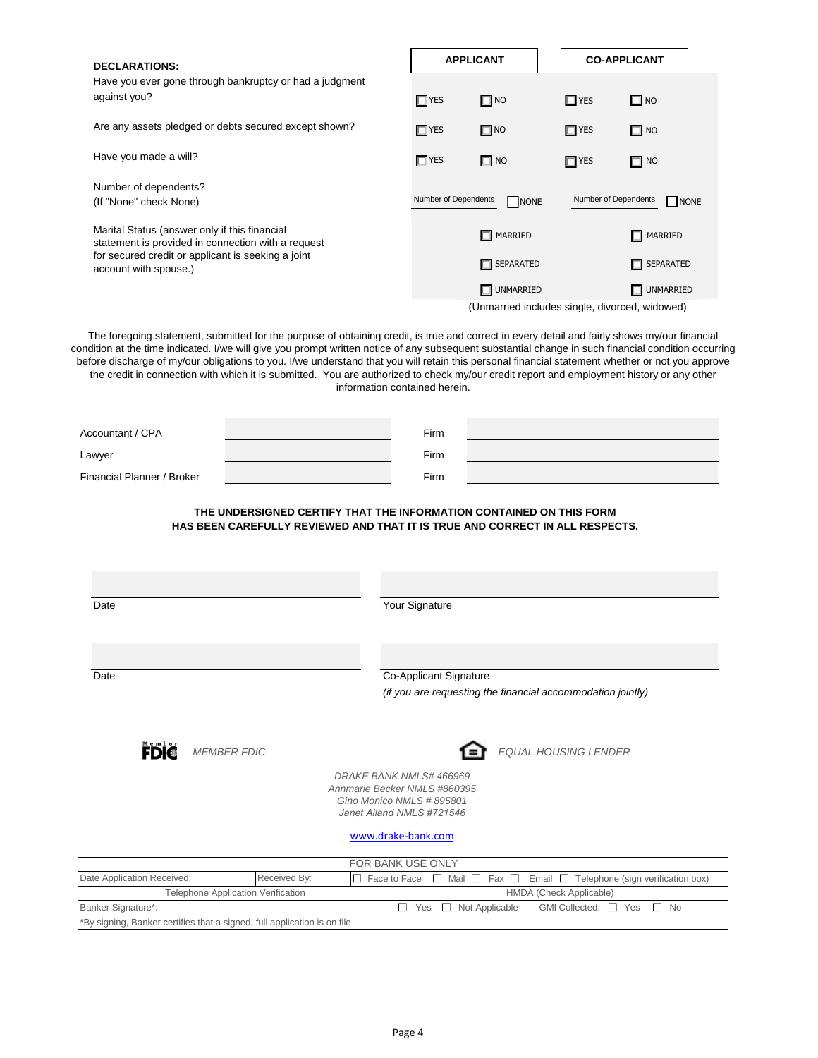| **DECLARATIONS:** | **APPLICANT** | | **CO-APPLICANT** | |
|---|---|---|---|---|
| Have you ever gone through bankruptcy or had a judgment against you? | ☐ YES | ☐ NO | ☐ YES | ☐ NO |
| Are any assets pledged or debts secured except shown? | ☐ YES | ☐ NO | ☐ YES | ☐ NO |
| Have you made a will? | ☐ YES | ☐ NO | ☐ YES | ☐ NO |
| Number of dependents? (If "None" check None) | Number of Dependents | ☐ NONE | Number of Dependents | ☐ NONE |
| Marital Status (answer only if this financial statement is provided in connection with a request for secured credit or applicant is seeking a joint account with spouse.) | | ☐ MARRIED | | ☐ MARRIED |
| | | ☐ SEPARATED | | ☐ SEPARATED |
| | | ☐ UNMARRIED | | ☐ UNMARRIED |

(Unmarried includes single, divorced, widowed)

The foregoing statement, submitted for the purpose of obtaining credit, is true and correct in every detail and fairly shows my/our financial condition at the time indicated. I/we will give you prompt written notice of any subsequent substantial change in such financial condition occurring before discharge of my/our obligations to you. I/we understand that you will retain this personal financial statement whether or not you approve the credit in connection with which it is submitted. You are authorized to check my/our credit report and employment history or any other information contained herein.

| | | | |
|---|---|---|---|
| Accountant / CPA | | Firm | |
| Lawyer | | Firm | |
| Financial Planner / Broker | | Firm | |

**THE UNDERSIGNED CERTIFY THAT THE INFORMATION CONTAINED ON THIS FORM HAS BEEN CAREFULLY REVIEWED AND THAT IT IS TRUE AND CORRECT IN ALL RESPECTS.**

Date ______________________ Your Signature ______________________

Date ______________________ Co-Applicant Signature ______________________

*(if you are requesting the financial accommodation jointly)*

*MEMBER FDIC* *EQUAL HOUSING LENDER*

*DRAKE BANK NMLS# 466969*
*Annmarie Becker NMLS #860395*
*Gino Monico NMLS # 895801*
*Janet Alland NMLS #721546*

www.drake-bank.com

| FOR BANK USE ONLY | | | |
|---|---|---|---|
| Date Application Received: | Received By: | ☐ Face to Face ☐ Mail ☐ Fax ☐ Email ☐ Telephone (sign verification box) | |
| Telephone Application Verification | | HMDA (Check Applicable) | |
| Banker Signature*: | | ☐ Yes ☐ Not Applicable | GMI Collected: ☐ Yes ☐ No |
| *By signing, Banker certifies that a signed, full application is on file | | | |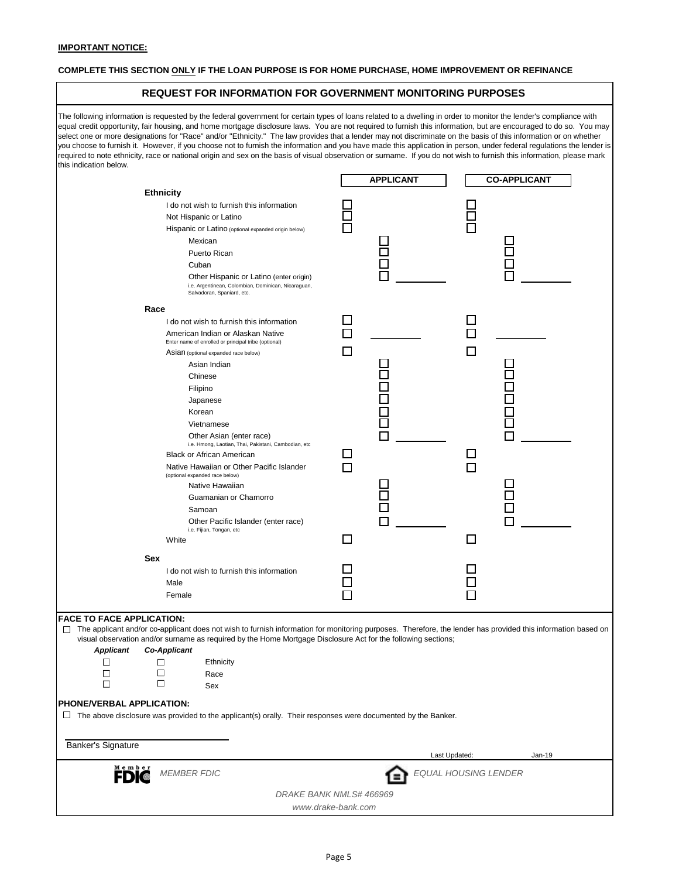**IMPORTANT NOTICE:**

**COMPLETE THIS SECTION ONLY IF THE LOAN PURPOSE IS FOR HOME PURCHASE, HOME IMPROVEMENT OR REFINANCE**

## REQUEST FOR INFORMATION FOR GOVERNMENT MONITORING PURPOSES

The following information is requested by the federal government for certain types of loans related to a dwelling in order to monitor the lender's compliance with equal credit opportunity, fair housing, and home mortgage disclosure laws. You are not required to furnish this information, but are encouraged to do so. You may select one or more designations for "Race" and/or "Ethnicity." The law provides that a lender may not discriminate on the basis of this information or on whether you choose to furnish it. However, if you choose not to furnish the information and you have made this application in person, under federal regulations the lender is required to note ethnicity, race or national origin and sex on the basis of visual observation or surname. If you do not wish to furnish this information, please mark this indication below.

| | APPLICANT | CO-APPLICANT |
|---|---|---|
| **Ethnicity** | | |
| I do not wish to furnish this information | ☐ | ☐ |
| Not Hispanic or Latino | ☐ | ☐ |
| Hispanic or Latino (optional expanded origin below) | ☐ | ☐ |
| Mexican | ☐ | ☐ |
| Puerto Rican | ☐ | ☐ |
| Cuban | ☐ | ☐ |
| Other Hispanic or Latino (enter origin) i.e. Argentinean, Colombian, Dominican, Nicaraguan, Salvadoran, Spaniard, etc. | ☐ ________ | ☐ ________ |
| **Race** | | |
| I do not wish to furnish this information | ☐ | ☐ |
| American Indian or Alaskan Native Enter name of enrolled or principal tribe (optional) | ☐ ________ | ☐ ________ |
| Asian (optional expanded race below) | ☐ | ☐ |
| Asian Indian | ☐ | ☐ |
| Chinese | ☐ | ☐ |
| Filipino | ☐ | ☐ |
| Japanese | ☐ | ☐ |
| Korean | ☐ | ☐ |
| Vietnamese | ☐ | ☐ |
| Other Asian (enter race) i.e. Hmong, Laotian, Thai, Pakistani, Cambodian, etc | ☐ ________ | ☐ ________ |
| Black or African American | ☐ | ☐ |
| Native Hawaiian or Other Pacific Islander (optional expanded race below) | ☐ | ☐ |
| Native Hawaiian | ☐ | ☐ |
| Guamanian or Chamorro | ☐ | ☐ |
| Samoan | ☐ | ☐ |
| Other Pacific Islander (enter race) i.e. Fijian, Tongan, etc | ☐ ________ | ☐ ________ |
| White | ☐ | ☐ |
| **Sex** | | |
| I do not wish to furnish this information | ☐ | ☐ |
| Male | ☐ | ☐ |
| Female | ☐ | ☐ |

**FACE TO FACE APPLICATION:**

☐ The applicant and/or co-applicant does not wish to furnish information for monitoring purposes. Therefore, the lender has provided this information based on visual observation and/or surname as required by the Home Mortgage Disclosure Act for the following sections;

| *Applicant* | *Co-Applicant* | |
|---|---|---|
| ☐ | ☐ | Ethnicity |
| ☐ | ☐ | Race |
| ☐ | ☐ | Sex |

**PHONE/VERBAL APPLICATION:**

☐ The above disclosure was provided to the applicant(s) orally. Their responses were documented by the Banker.

______________________________
Banker's Signature

Last Updated: Jan-19

MEMBER FDIC    EQUAL HOUSING LENDER

DRAKE BANK NMLS# 466969

www.drake-bank.com